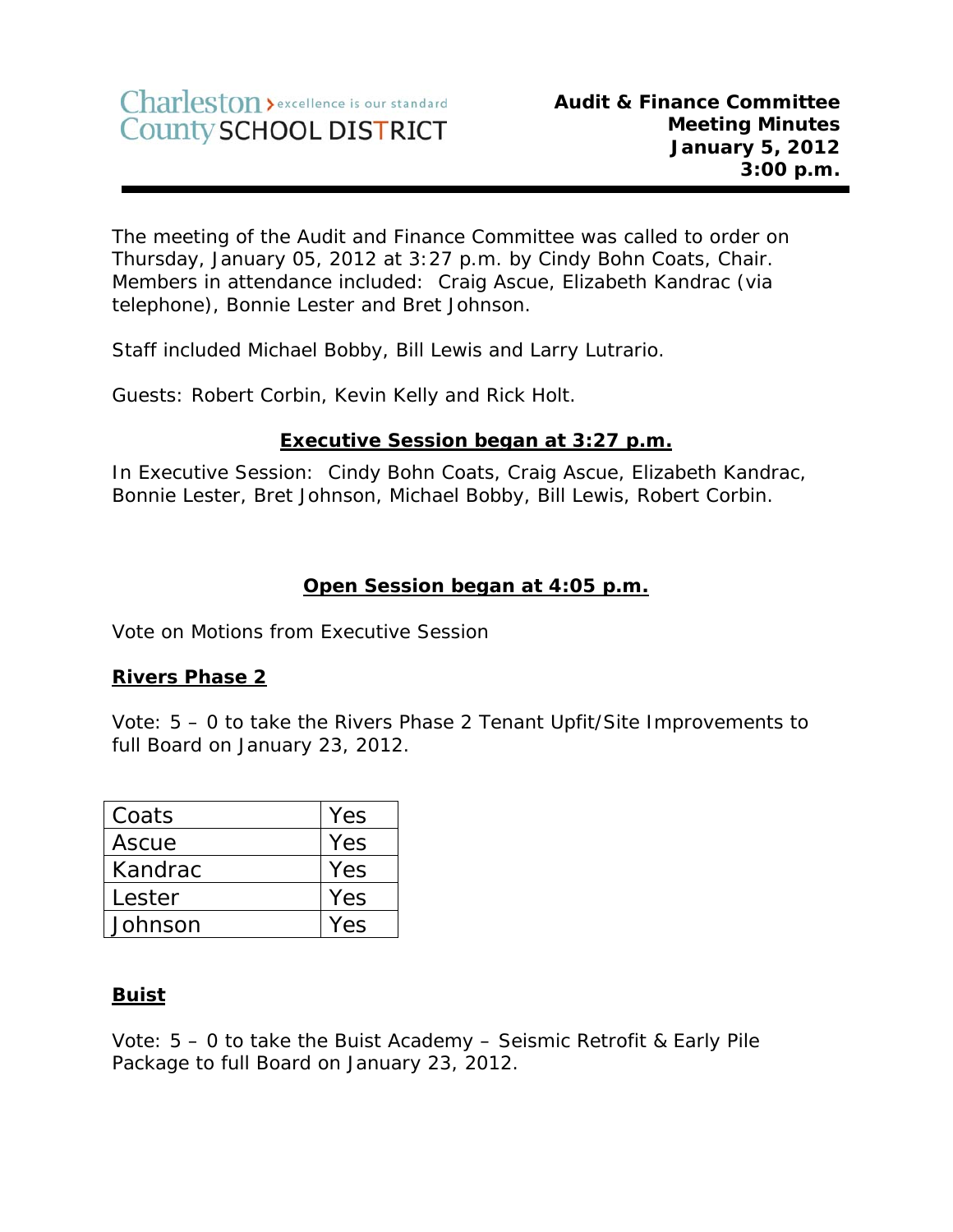Charleston County SCHOOL DISTRICT › excellence is our standard

**Audit & Finance Committee**
**Meeting Minutes**
**January 5, 2012**
**3:00 p.m.**

The meeting of the Audit and Finance Committee was called to order on Thursday, January 05, 2012 at 3:27 p.m. by Cindy Bohn Coats, Chair. Members in attendance included: Craig Ascue, Elizabeth Kandrac (via telephone), Bonnie Lester and Bret Johnson.

Staff included Michael Bobby, Bill Lewis and Larry Lutrario.

Guests: Robert Corbin, Kevin Kelly and Rick Holt.

**Executive Session began at 3:27 p.m.**

In Executive Session: Cindy Bohn Coats, Craig Ascue, Elizabeth Kandrac, Bonnie Lester, Bret Johnson, Michael Bobby, Bill Lewis, Robert Corbin.

**Open Session began at 4:05 p.m.**

Vote on Motions from Executive Session

**Rivers Phase 2**

Vote: 5 – 0 to take the Rivers Phase 2 Tenant Upfit/Site Improvements to full Board on January 23, 2012.

| Member | Vote |
|---|---|
| Coats | Yes |
| Ascue | Yes |
| Kandrac | Yes |
| Lester | Yes |
| Johnson | Yes |

**Buist**

Vote: 5 – 0 to take the Buist Academy – Seismic Retrofit & Early Pile Package to full Board on January 23, 2012.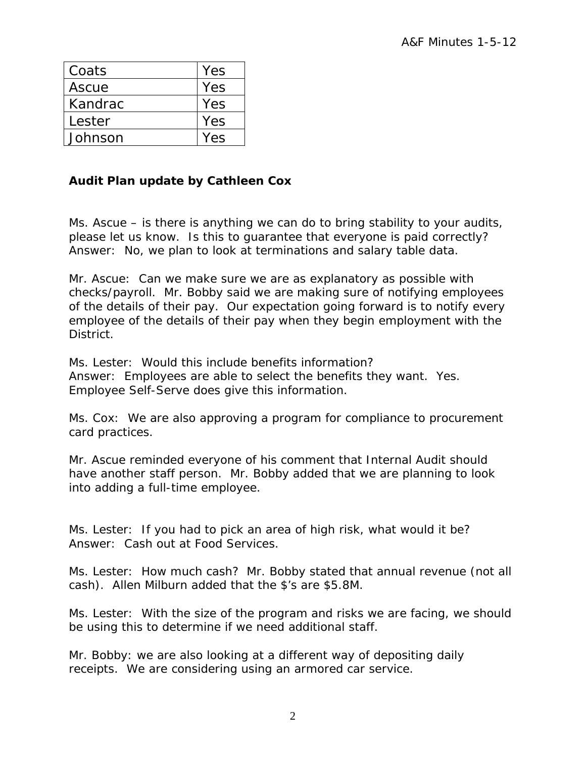| Coats | Yes |
|---|---|
| Ascue | Yes |
| Kandrac | Yes |
| Lester | Yes |
| Johnson | Yes |

**Audit Plan update by Cathleen Cox**

Ms. Ascue – is there is anything we can do to bring stability to your audits, please let us know. Is this to guarantee that everyone is paid correctly? Answer: No, we plan to look at terminations and salary table data.

Mr. Ascue: Can we make sure we are as explanatory as possible with checks/payroll. Mr. Bobby said we are making sure of notifying employees of the details of their pay. Our expectation going forward is to notify every employee of the details of their pay when they begin employment with the District.

Ms. Lester: Would this include benefits information?
Answer: Employees are able to select the benefits they want. Yes. Employee Self-Serve does give this information.

Ms. Cox: We are also approving a program for compliance to procurement card practices.

Mr. Ascue reminded everyone of his comment that Internal Audit should have another staff person. Mr. Bobby added that we are planning to look into adding a full-time employee.

Ms. Lester: If you had to pick an area of high risk, what would it be?
Answer: Cash out at Food Services.

Ms. Lester: How much cash? Mr. Bobby stated that annual revenue (not all cash). Allen Milburn added that the $'s are $5.8M.

Ms. Lester: With the size of the program and risks we are facing, we should be using this to determine if we need additional staff.

Mr. Bobby: we are also looking at a different way of depositing daily receipts. We are considering using an armored car service.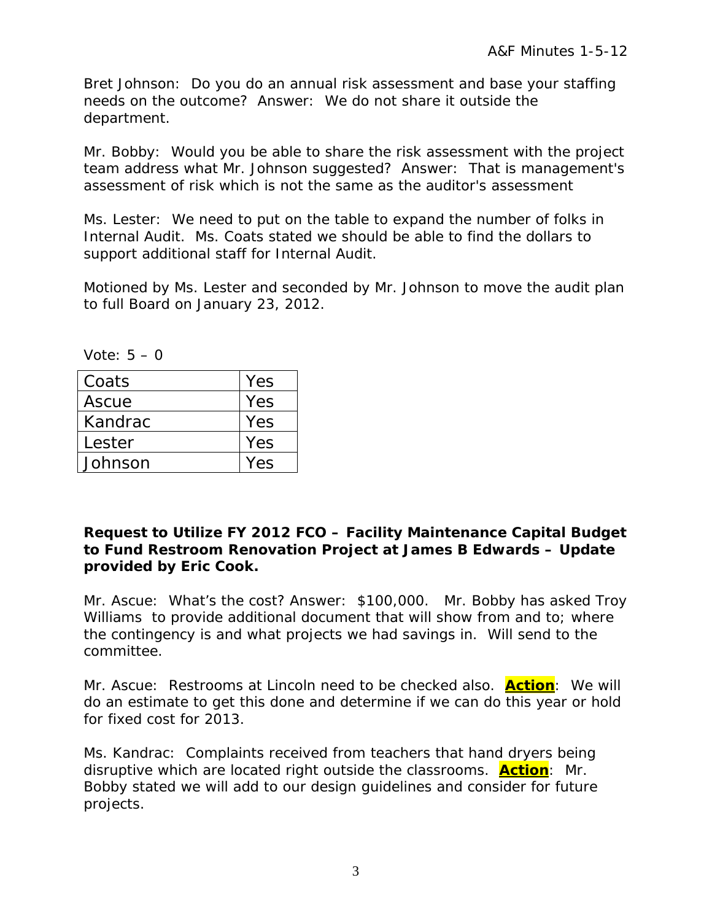Bret Johnson: Do you do an annual risk assessment and base your staffing needs on the outcome? Answer: We do not share it outside the department.

Mr. Bobby: Would you be able to share the risk assessment with the project team address what Mr. Johnson suggested? Answer: That is management's assessment of risk which is not the same as the auditor's assessment

Ms. Lester: We need to put on the table to expand the number of folks in Internal Audit. Ms. Coats stated we should be able to find the dollars to support additional staff for Internal Audit.

Motioned by Ms. Lester and seconded by Mr. Johnson to move the audit plan to full Board on January 23, 2012.

Vote: 5 – 0

| Coats | Yes |
|---|---|
| Ascue | Yes |
| Kandrac | Yes |
| Lester | Yes |
| Johnson | Yes |

**Request to Utilize FY 2012 FCO – Facility Maintenance Capital Budget to Fund Restroom Renovation Project at James B Edwards – Update provided by Eric Cook.**

Mr. Ascue: What's the cost? Answer: $100,000. Mr. Bobby has asked Troy Williams to provide additional document that will show from and to; where the contingency is and what projects we had savings in. Will send to the committee.

Mr. Ascue: Restrooms at Lincoln need to be checked also. **Action**: We will do an estimate to get this done and determine if we can do this year or hold for fixed cost for 2013.

Ms. Kandrac: Complaints received from teachers that hand dryers being disruptive which are located right outside the classrooms. **Action**: Mr. Bobby stated we will add to our design guidelines and consider for future projects.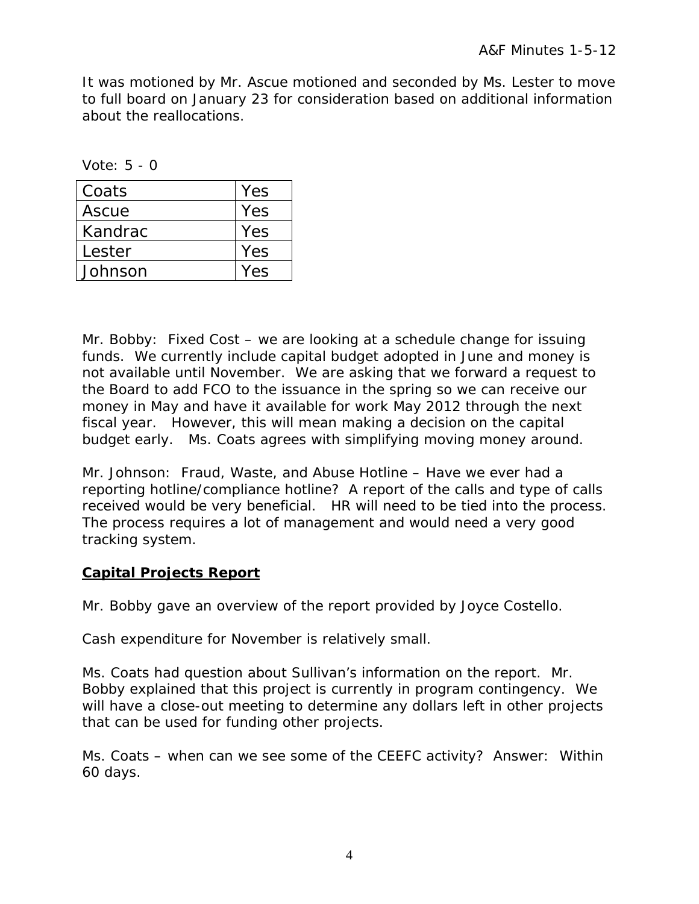It was motioned by Mr. Ascue motioned and seconded by Ms. Lester to move to full board on January 23 for consideration based on additional information about the reallocations.

Vote: 5 - 0

| Coats | Yes |
|---|---|
| Ascue | Yes |
| Kandrac | Yes |
| Lester | Yes |
| Johnson | Yes |

Mr. Bobby: Fixed Cost – we are looking at a schedule change for issuing funds. We currently include capital budget adopted in June and money is not available until November. We are asking that we forward a request to the Board to add FCO to the issuance in the spring so we can receive our money in May and have it available for work May 2012 through the next fiscal year. However, this will mean making a decision on the capital budget early. Ms. Coats agrees with simplifying moving money around.

Mr. Johnson: Fraud, Waste, and Abuse Hotline – Have we ever had a reporting hotline/compliance hotline? A report of the calls and type of calls received would be very beneficial. HR will need to be tied into the process. The process requires a lot of management and would need a very good tracking system.

**Capital Projects Report**

Mr. Bobby gave an overview of the report provided by Joyce Costello.

Cash expenditure for November is relatively small.

Ms. Coats had question about Sullivan's information on the report. Mr. Bobby explained that this project is currently in program contingency. We will have a close-out meeting to determine any dollars left in other projects that can be used for funding other projects.

Ms. Coats – when can we see some of the CEEFC activity? Answer: Within 60 days.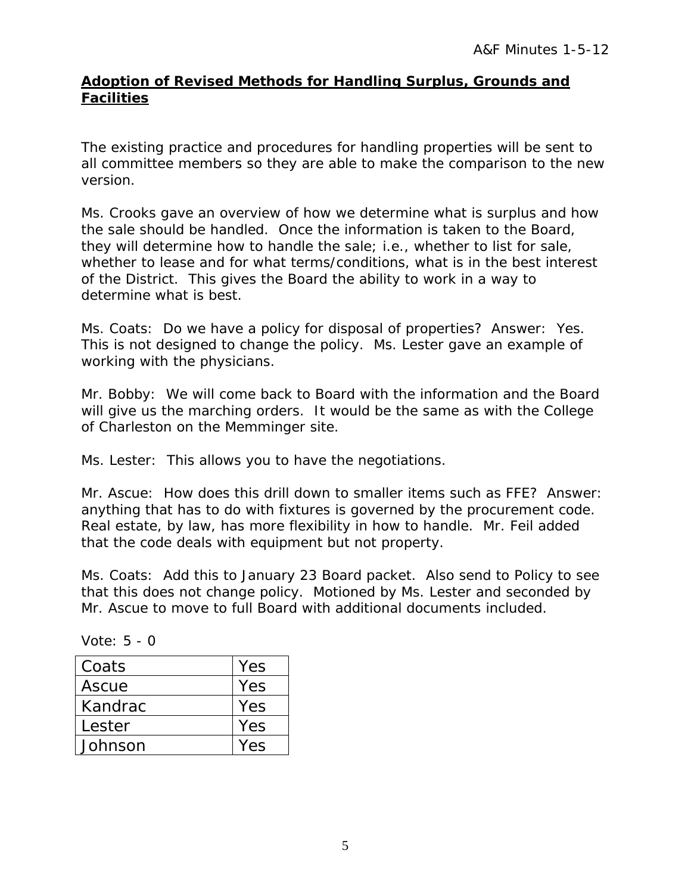## **Adoption of Revised Methods for Handling Surplus, Grounds and Facilities**

The existing practice and procedures for handling properties will be sent to all committee members so they are able to make the comparison to the new version.

Ms. Crooks gave an overview of how we determine what is surplus and how the sale should be handled. Once the information is taken to the Board, they will determine how to handle the sale; i.e., whether to list for sale, whether to lease and for what terms/conditions, what is in the best interest of the District. This gives the Board the ability to work in a way to determine what is best.

Ms. Coats: Do we have a policy for disposal of properties? Answer: Yes. This is not designed to change the policy. Ms. Lester gave an example of working with the physicians.

Mr. Bobby: We will come back to Board with the information and the Board will give us the marching orders. It would be the same as with the College of Charleston on the Memminger site.

Ms. Lester: This allows you to have the negotiations.

Mr. Ascue: How does this drill down to smaller items such as FFE? Answer: anything that has to do with fixtures is governed by the procurement code. Real estate, by law, has more flexibility in how to handle. Mr. Feil added that the code deals with equipment but not property.

Ms. Coats: Add this to January 23 Board packet. Also send to Policy to see that this does not change policy. Motioned by Ms. Lester and seconded by Mr. Ascue to move to full Board with additional documents included.

Vote: 5 - 0

| Name | Vote |
|---|---|
| Coats | Yes |
| Ascue | Yes |
| Kandrac | Yes |
| Lester | Yes |
| Johnson | Yes |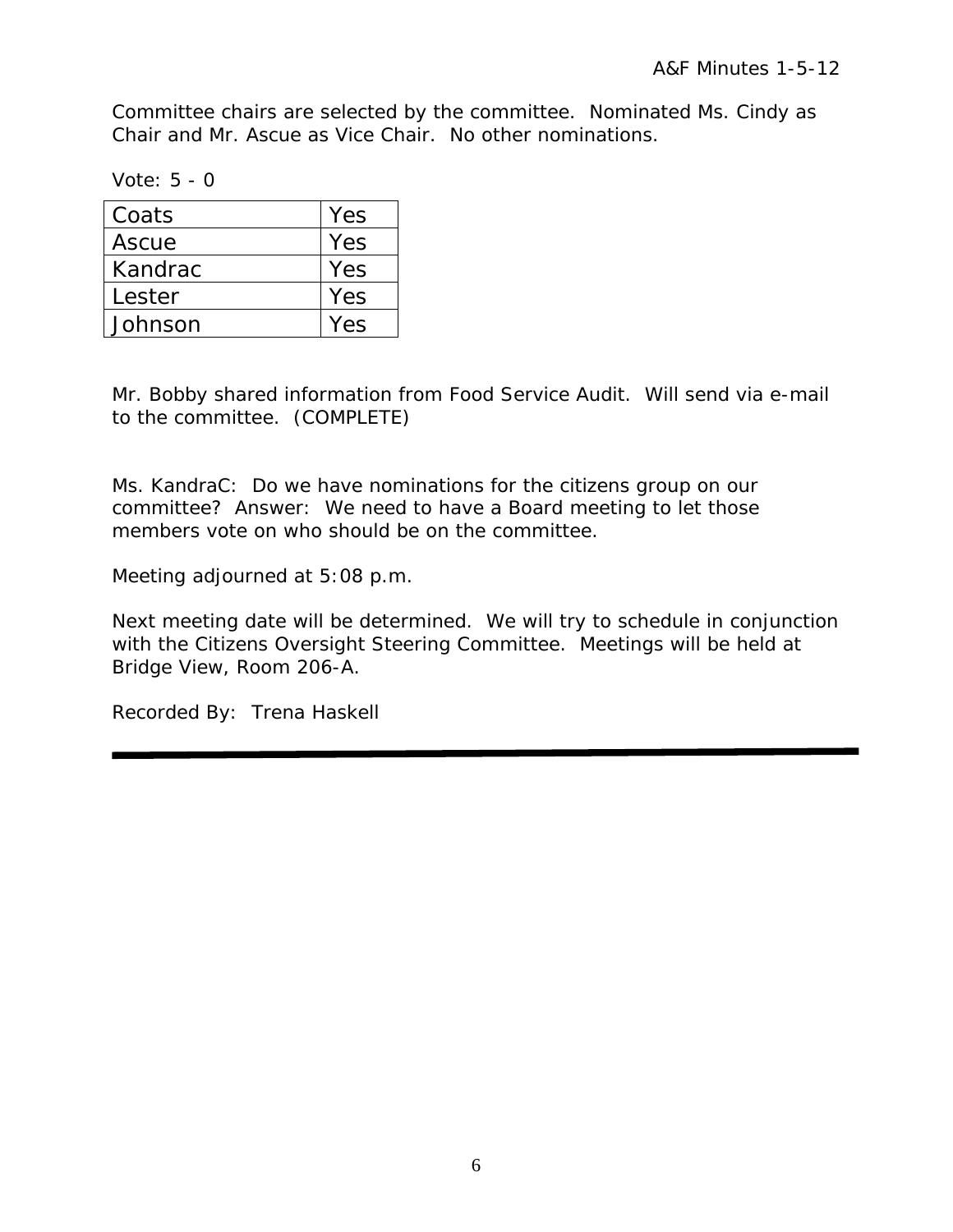Committee chairs are selected by the committee. Nominated Ms. Cindy as Chair and Mr. Ascue as Vice Chair. No other nominations.

Vote: 5 - 0

| | |
|---|---|
| Coats | Yes |
| Ascue | Yes |
| Kandrac | Yes |
| Lester | Yes |
| Johnson | Yes |

Mr. Bobby shared information from Food Service Audit. Will send via e-mail to the committee. (COMPLETE)

Ms. KandraC: Do we have nominations for the citizens group on our committee? Answer: We need to have a Board meeting to let those members vote on who should be on the committee.

Meeting adjourned at 5:08 p.m.

Next meeting date will be determined. We will try to schedule in conjunction with the Citizens Oversight Steering Committee. Meetings will be held at Bridge View, Room 206-A.

Recorded By: Trena Haskell